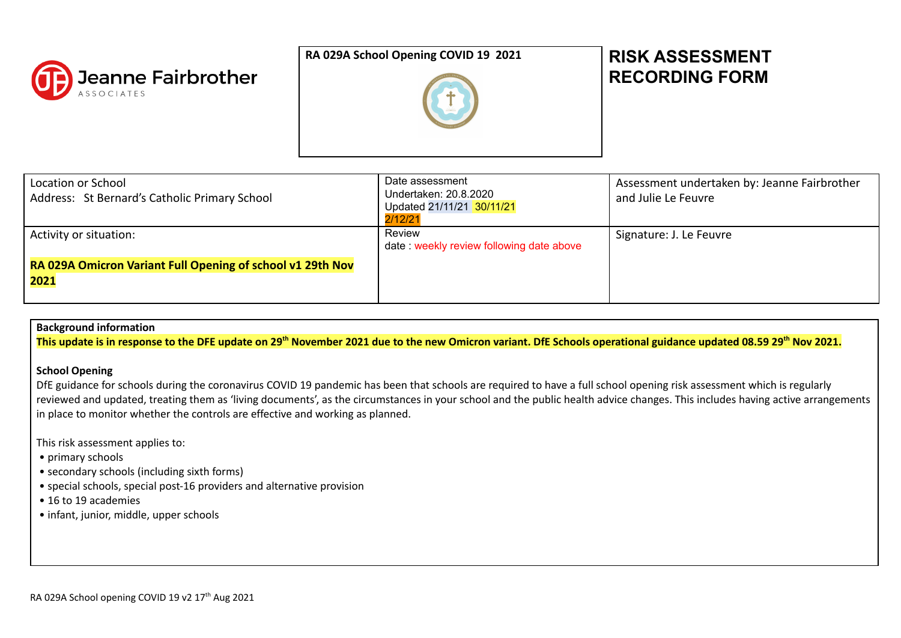Jeanne Fairbrother ASSOCIATES

**RA 029A School Opening COVID 19 2021**

# RISK ASSESSMENT RECORDING FORM

| Location or School<br>Address: St Bernard's Catholic Primary School | Date assessment<br>Undertaken: 20.8.2020<br>Updated 21/11/21 30/11/21<br>2/12/21 | Assessment undertaken by: Jeanne Fairbrother and Julie Le Feuvre |
|---|---|---|
| Activity or situation:<br><br>**RA 029A Omicron Variant Full Opening of school v1 29th Nov 2021** | Review<br>date : weekly review following date above | Signature: J. Le Feuvre |

**Background information**

**This update is in response to the DFE update on 29th November 2021 due to the new Omicron variant. DfE Schools operational guidance updated 08.59 29th Nov 2021.**

**School Opening**

DfE guidance for schools during the coronavirus COVID 19 pandemic has been that schools are required to have a full school opening risk assessment which is regularly reviewed and updated, treating them as 'living documents', as the circumstances in your school and the public health advice changes. This includes having active arrangements in place to monitor whether the controls are effective and working as planned.

This risk assessment applies to:

- primary schools
- secondary schools (including sixth forms)
- special schools, special post-16 providers and alternative provision
- 16 to 19 academies
- infant, junior, middle, upper schools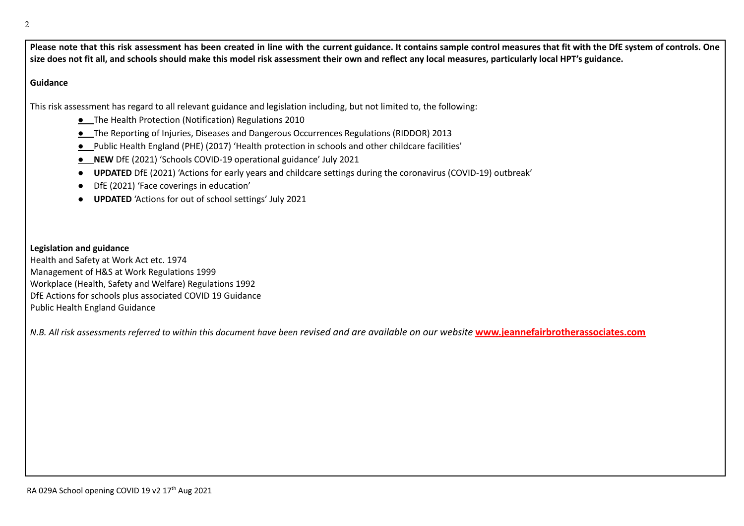**Please note that this risk assessment has been created in line with the current guidance. It contains sample control measures that fit with the DfE system of controls. One size does not fit all, and schools should make this model risk assessment their own and reflect any local measures, particularly local HPT's guidance.**

**Guidance**

This risk assessment has regard to all relevant guidance and legislation including, but not limited to, the following:

- The Health Protection (Notification) Regulations 2010
- The Reporting of Injuries, Diseases and Dangerous Occurrences Regulations (RIDDOR) 2013
- Public Health England (PHE) (2017) 'Health protection in schools and other childcare facilities'
- **NEW** DfE (2021) 'Schools COVID-19 operational guidance' July 2021
- **UPDATED** DfE (2021) 'Actions for early years and childcare settings during the coronavirus (COVID-19) outbreak'
- DfE (2021) 'Face coverings in education'
- **UPDATED** 'Actions for out of school settings' July 2021

**Legislation and guidance**

Health and Safety at Work Act etc. 1974
Management of H&S at Work Regulations 1999
Workplace (Health, Safety and Welfare) Regulations 1992
DfE Actions for schools plus associated COVID 19 Guidance
Public Health England Guidance

*N.B. All risk assessments referred to within this document have been revised and are available on our website* **www.jeannefairbrotherassociates.com**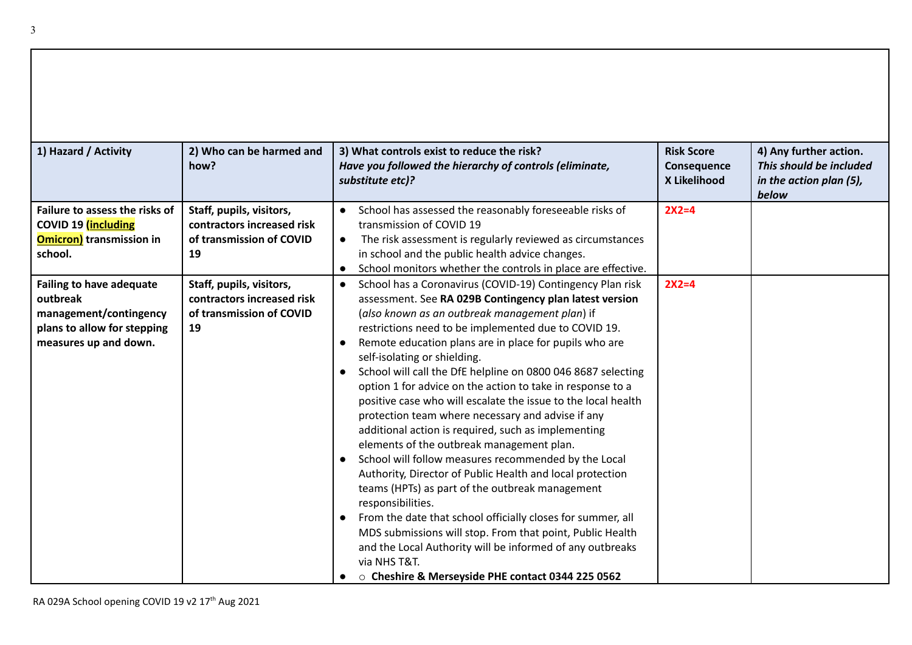| 1) Hazard / Activity | 2) Who can be harmed and how? | 3) What controls exist to reduce the risk? *Have you followed the hierarchy of controls (eliminate, substitute etc)?* | Risk Score Consequence X Likelihood | 4) Any further action. *This should be included in the action plan (5), below* |
|---|---|---|---|---|
| **Failure to assess the risks of COVID 19 (including Omicron) transmission in school.** | **Staff, pupils, visitors, contractors increased risk of transmission of COVID 19** | • School has assessed the reasonably foreseeable risks of transmission of COVID 19<br>• The risk assessment is regularly reviewed as circumstances in school and the public health advice changes.<br>• School monitors whether the controls in place are effective. | 2X2=4 | |
| **Failing to have adequate outbreak management/contingency plans to allow for stepping measures up and down.** | **Staff, pupils, visitors, contractors increased risk of transmission of COVID 19** | • School has a Coronavirus (COVID-19) Contingency Plan risk assessment. See **RA 029B Contingency plan latest version** (*also known as an outbreak management plan*) if restrictions need to be implemented due to COVID 19.<br>• Remote education plans are in place for pupils who are self-isolating or shielding.<br>• School will call the DfE helpline on 0800 046 8687 selecting option 1 for advice on the action to take in response to a positive case who will escalate the issue to the local health protection team where necessary and advise if any additional action is required, such as implementing elements of the outbreak management plan.<br>• School will follow measures recommended by the Local Authority, Director of Public Health and local protection teams (HPTs) as part of the outbreak management responsibilities.<br>• From the date that school officially closes for summer, all MDS submissions will stop. From that point, Public Health and the Local Authority will be informed of any outbreaks via NHS T&T.<br>• ○ **Cheshire & Merseyside PHE contact 0344 225 0562** | 2X2=4 | |

RA 029A School opening COVID 19 v2 17th Aug 2021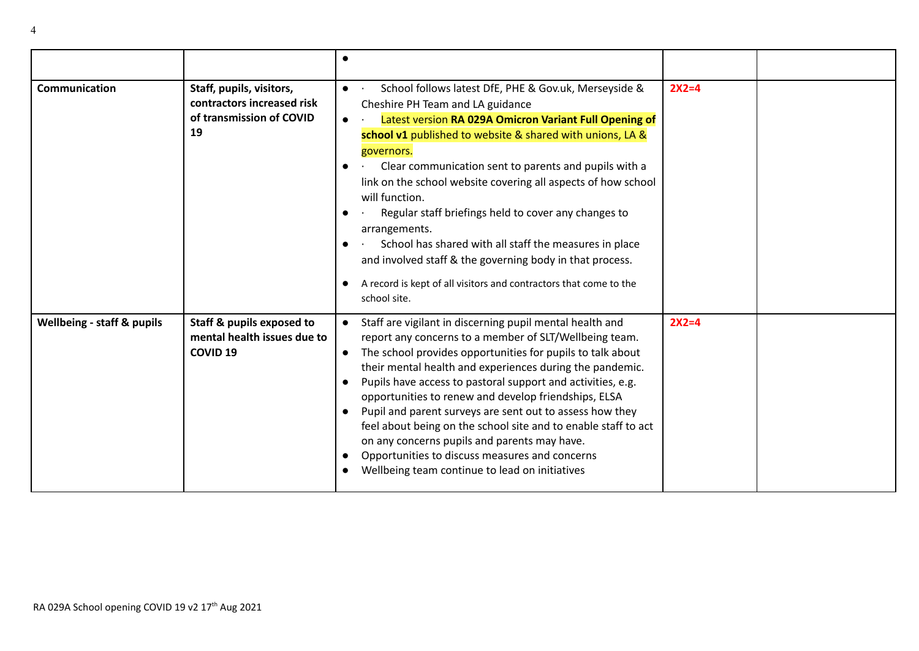| | | | | |
|---|---|---|---|---|
| | | • | | |
| **Communication** | **Staff, pupils, visitors, contractors increased risk of transmission of COVID 19** | • · School follows latest DfE, PHE & Gov.uk, Merseyside & Cheshire PH Team and LA guidance<br>• · Latest version **RA 029A Omicron Variant Full Opening of school v1** published to website & shared with unions, LA & governors.<br>• · Clear communication sent to parents and pupils with a link on the school website covering all aspects of how school will function.<br>• · Regular staff briefings held to cover any changes to arrangements.<br>• · School has shared with all staff the measures in place and involved staff & the governing body in that process.<br>• A record is kept of all visitors and contractors that come to the school site. | **2X2=4** | |
| **Wellbeing - staff & pupils** | **Staff & pupils exposed to mental health issues due to COVID 19** | • Staff are vigilant in discerning pupil mental health and report any concerns to a member of SLT/Wellbeing team.<br>• The school provides opportunities for pupils to talk about their mental health and experiences during the pandemic.<br>• Pupils have access to pastoral support and activities, e.g. opportunities to renew and develop friendships, ELSA<br>• Pupil and parent surveys are sent out to assess how they feel about being on the school site and to enable staff to act on any concerns pupils and parents may have.<br>• Opportunities to discuss measures and concerns<br>• Wellbeing team continue to lead on initiatives | **2X2=4** | |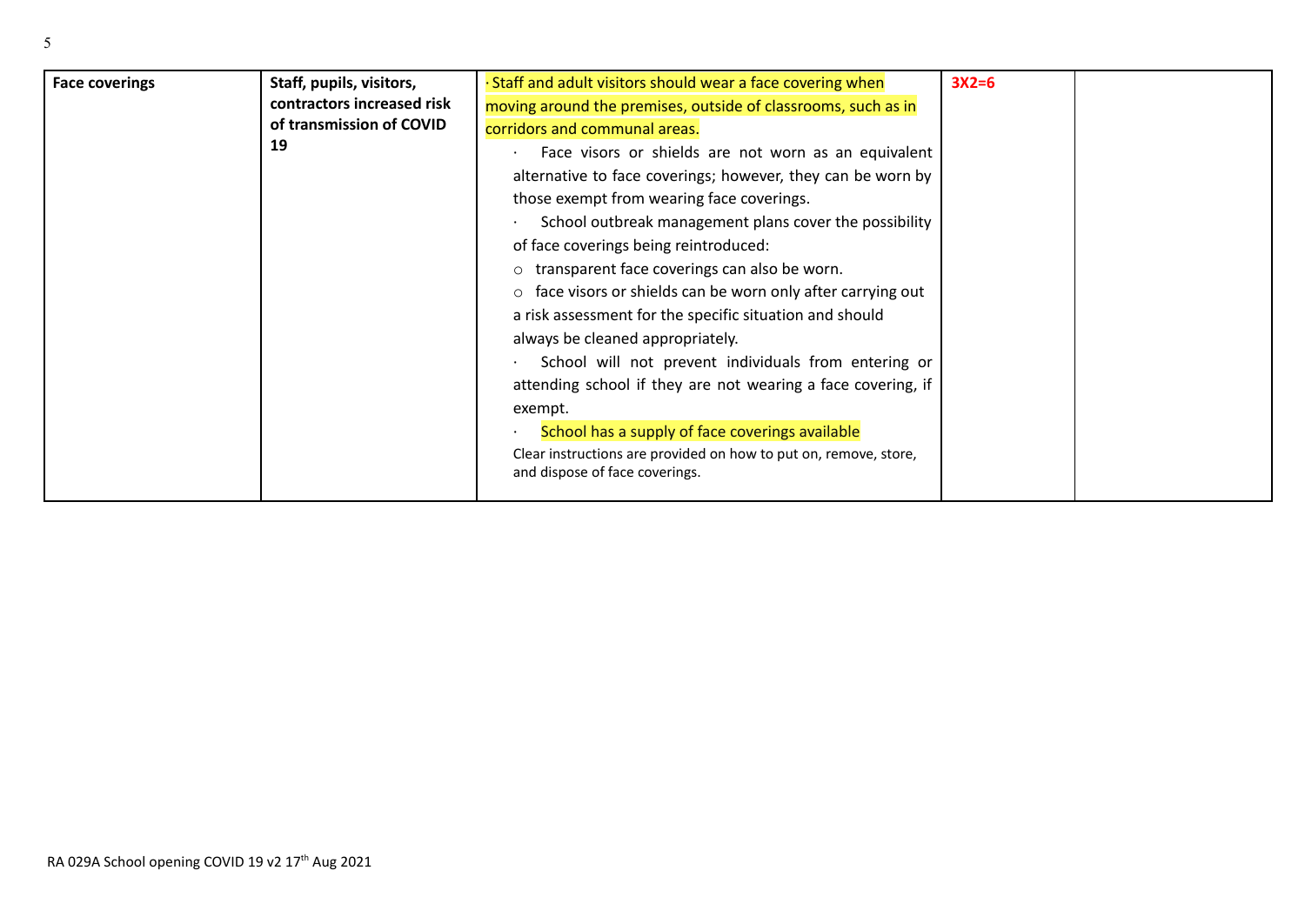| Face coverings | Staff, pupils, visitors, contractors increased risk of transmission of COVID 19 | · Staff and adult visitors should wear a face covering when moving around the premises, outside of classrooms, such as in corridors and communal areas.<br>· Face visors or shields are not worn as an equivalent alternative to face coverings; however, they can be worn by those exempt from wearing face coverings.<br>· School outbreak management plans cover the possibility of face coverings being reintroduced:<br>○ transparent face coverings can also be worn.<br>○ face visors or shields can be worn only after carrying out a risk assessment for the specific situation and should always be cleaned appropriately.<br>· School will not prevent individuals from entering or attending school if they are not wearing a face covering, if exempt.<br>· School has a supply of face coverings available<br>Clear instructions are provided on how to put on, remove, store, and dispose of face coverings. | 3X2=6 | |
|---|---|---|---|---|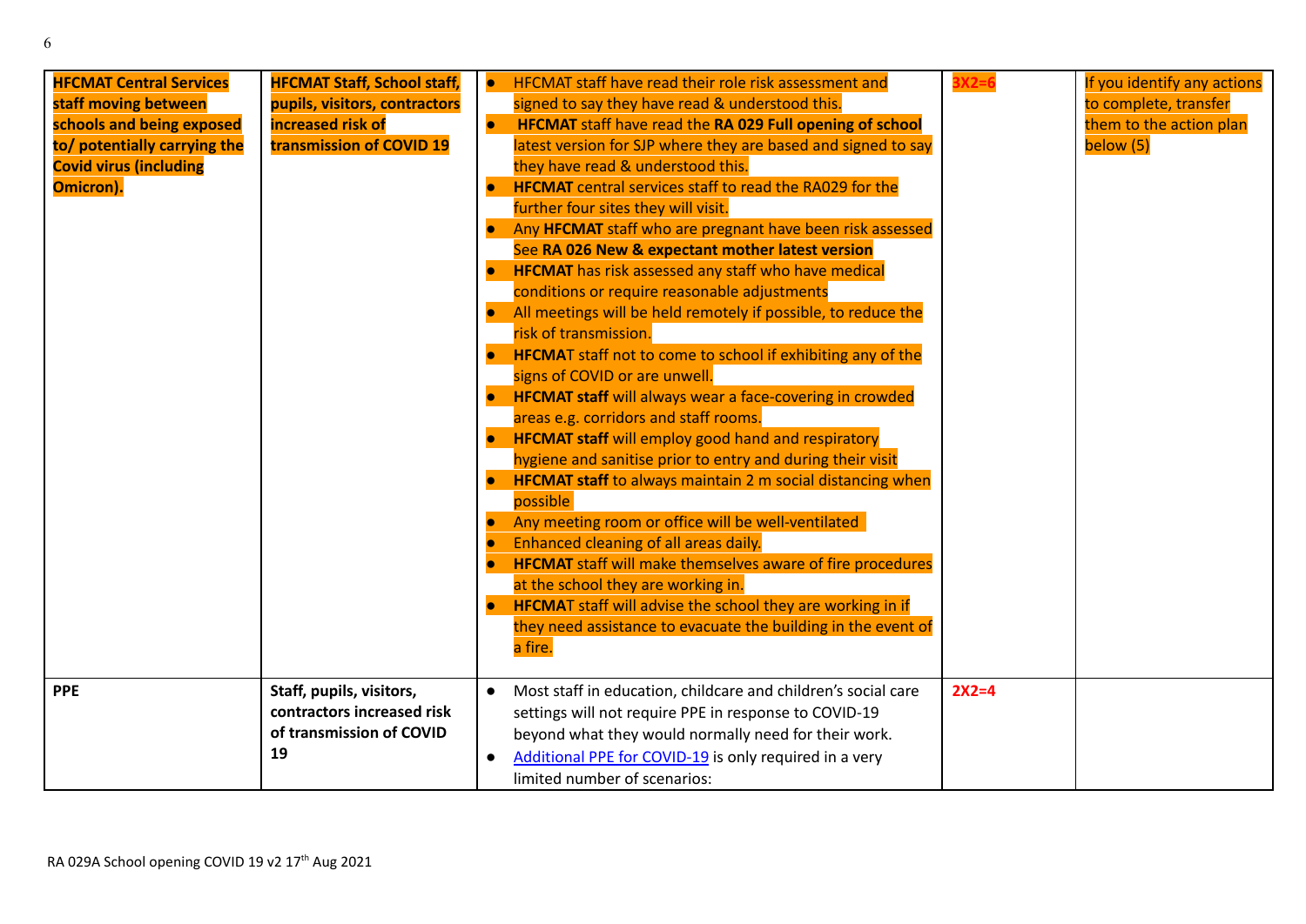| | | | | |
|---|---|---|---|---|
| **HFCMAT Central Services staff moving between schools and being exposed to/ potentially carrying the Covid virus (including Omicron).** | **HFCMAT Staff, School staff, pupils, visitors, contractors increased risk of transmission of COVID 19** | • HFCMAT staff have read their role risk assessment and signed to say they have read & understood this.<br>• **HFCMAT** staff have read the **RA 029 Full opening of school** latest version for SJP where they are based and signed to say they have read & understood this.<br>• **HFCMAT** central services staff to read the RA029 for the further four sites they will visit.<br>• Any **HFCMAT** staff who are pregnant have been risk assessed See **RA 026 New & expectant mother latest version**<br>• **HFCMAT** has risk assessed any staff who have medical conditions or require reasonable adjustments<br>• All meetings will be held remotely if possible, to reduce the risk of transmission.<br>• **HFCMA**T staff not to come to school if exhibiting any of the signs of COVID or are unwell.<br>• **HFCMAT staff** will always wear a face-covering in crowded areas e.g. corridors and staff rooms.<br>• **HFCMAT staff** will employ good hand and respiratory hygiene and sanitise prior to entry and during their visit<br>• **HFCMAT staff** to always maintain 2 m social distancing when possible<br>• Any meeting room or office will be well-ventilated<br>• Enhanced cleaning of all areas daily.<br>• **HFCMAT** staff will make themselves aware of fire procedures at the school they are working in.<br>• **HFCMA**T staff will advise the school they are working in if they need assistance to evacuate the building in the event of a fire. | **3X2=6** | If you identify any actions to complete, transfer them to the action plan below (5) |
| **PPE** | **Staff, pupils, visitors, contractors increased risk of transmission of COVID 19** | • Most staff in education, childcare and children's social care settings will not require PPE in response to COVID-19 beyond what they would normally need for their work.<br>• Additional PPE for COVID-19 is only required in a very limited number of scenarios: | **2X2=4** | |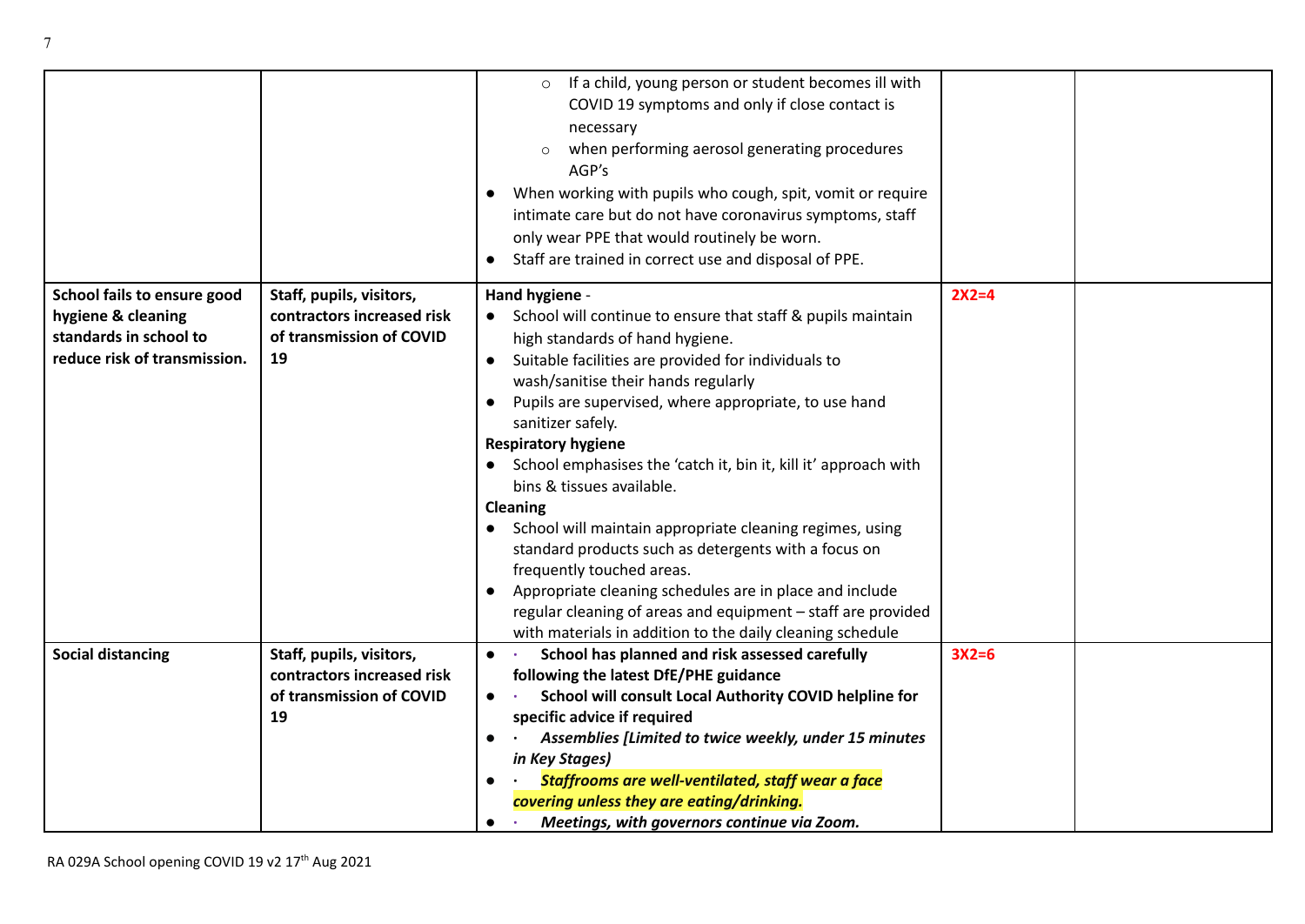| | | | | |
|---|---|---|---|---|
| | | ○ If a child, young person or student becomes ill with COVID 19 symptoms and only if close contact is necessary<br>○ when performing aerosol generating procedures AGP's<br>● When working with pupils who cough, spit, vomit or require intimate care but do not have coronavirus symptoms, staff only wear PPE that would routinely be worn.<br>● Staff are trained in correct use and disposal of PPE. | | |
| **School fails to ensure good hygiene & cleaning standards in school to reduce risk of transmission.** | **Staff, pupils, visitors, contractors increased risk of transmission of COVID 19** | **Hand hygiene** -<br>● School will continue to ensure that staff & pupils maintain high standards of hand hygiene.<br>● Suitable facilities are provided for individuals to wash/sanitise their hands regularly<br>● Pupils are supervised, where appropriate, to use hand sanitizer safely.<br>**Respiratory hygiene**<br>● School emphasises the 'catch it, bin it, kill it' approach with bins & tissues available.<br>**Cleaning**<br>● School will maintain appropriate cleaning regimes, using standard products such as detergents with a focus on frequently touched areas.<br>● Appropriate cleaning schedules are in place and include regular cleaning of areas and equipment – staff are provided with materials in addition to the daily cleaning schedule | **2X2=4** | |
| **Social distancing** | **Staff, pupils, visitors, contractors increased risk of transmission of COVID 19** | ● **School has planned and risk assessed carefully following the latest DfE/PHE guidance**<br>● **School will consult Local Authority COVID helpline for specific advice if required**<br>● ***Assemblies [Limited to twice weekly, under 15 minutes in Key Stages)***<br>● ***Staffrooms are well-ventilated, staff wear a face covering unless they are eating/drinking.***<br>● ***Meetings, with governors continue via Zoom.*** | **3X2=6** | |

RA 029A School opening COVID 19 v2 17th Aug 2021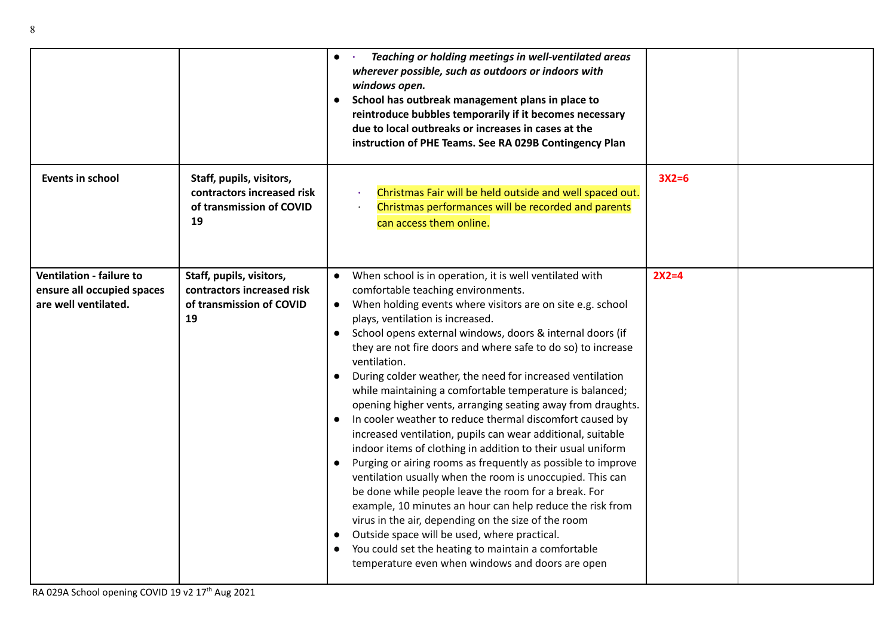| | | | | |
|---|---|---|---|---|
| | | • *Teaching or holding meetings in well-ventilated areas wherever possible, such as outdoors or indoors with windows open.*<br>• **School has outbreak management plans in place to reintroduce bubbles temporarily if it becomes necessary due to local outbreaks or increases in cases at the instruction of PHE Teams. See RA 029B Contingency Plan** | | |
| **Events in school** | **Staff, pupils, visitors, contractors increased risk of transmission of COVID 19** | · Christmas Fair will be held outside and well spaced out.<br>· Christmas performances will be recorded and parents can access them online. | **3X2=6** | |
| **Ventilation - failure to ensure all occupied spaces are well ventilated.** | **Staff, pupils, visitors, contractors increased risk of transmission of COVID 19** | • When school is in operation, it is well ventilated with comfortable teaching environments.<br>• When holding events where visitors are on site e.g. school plays, ventilation is increased.<br>• School opens external windows, doors & internal doors (if they are not fire doors and where safe to do so) to increase ventilation.<br>• During colder weather, the need for increased ventilation while maintaining a comfortable temperature is balanced; opening higher vents, arranging seating away from draughts.<br>• In cooler weather to reduce thermal discomfort caused by increased ventilation, pupils can wear additional, suitable indoor items of clothing in addition to their usual uniform<br>• Purging or airing rooms as frequently as possible to improve ventilation usually when the room is unoccupied. This can be done while people leave the room for a break. For example, 10 minutes an hour can help reduce the risk from virus in the air, depending on the size of the room<br>• Outside space will be used, where practical.<br>• You could set the heating to maintain a comfortable temperature even when windows and doors are open | **2X2=4** | |

RA 029A School opening COVID 19 v2 17th Aug 2021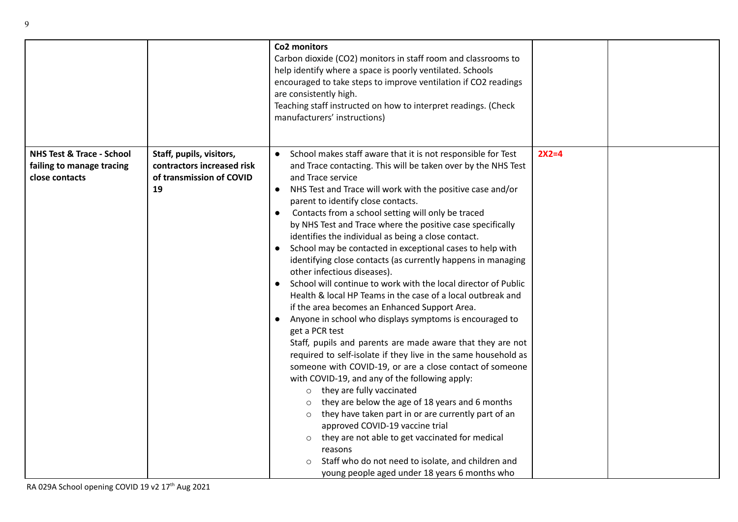| | | **Co2 monitors**<br>Carbon dioxide ($CO_2$) monitors in staff room and classrooms to help identify where a space is poorly ventilated. Schools encouraged to take steps to improve ventilation if $CO_2$ readings are consistently high.<br>Teaching staff instructed on how to interpret readings. (Check manufacturers' instructions) | | |
|---|---|---|---|---|
| **NHS Test & Trace - School failing to manage tracing close contacts** | **Staff, pupils, visitors, contractors increased risk of transmission of COVID 19** | • School makes staff aware that it is not responsible for Test and Trace contacting. This will be taken over by the NHS Test and Trace service<br>• NHS Test and Trace will work with the positive case and/or parent to identify close contacts.<br>• Contacts from a school setting will only be traced by NHS Test and Trace where the positive case specifically identifies the individual as being a close contact.<br>• School may be contacted in exceptional cases to help with identifying close contacts (as currently happens in managing other infectious diseases).<br>• School will continue to work with the local director of Public Health & local HP Teams in the case of a local outbreak and if the area becomes an Enhanced Support Area.<br>• Anyone in school who displays symptoms is encouraged to get a PCR test<br>Staff, pupils and parents are made aware that they are not required to self-isolate if they live in the same household as someone with COVID-19, or are a close contact of someone with COVID-19, and any of the following apply:<br>○ they are fully vaccinated<br>○ they are below the age of 18 years and 6 months<br>○ they have taken part in or are currently part of an approved COVID-19 vaccine trial<br>○ they are not able to get vaccinated for medical reasons<br>○ Staff who do not need to isolate, and children and young people aged under 18 years 6 months who | **2X2=4** | |

RA 029A School opening COVID 19 v2 17th Aug 2021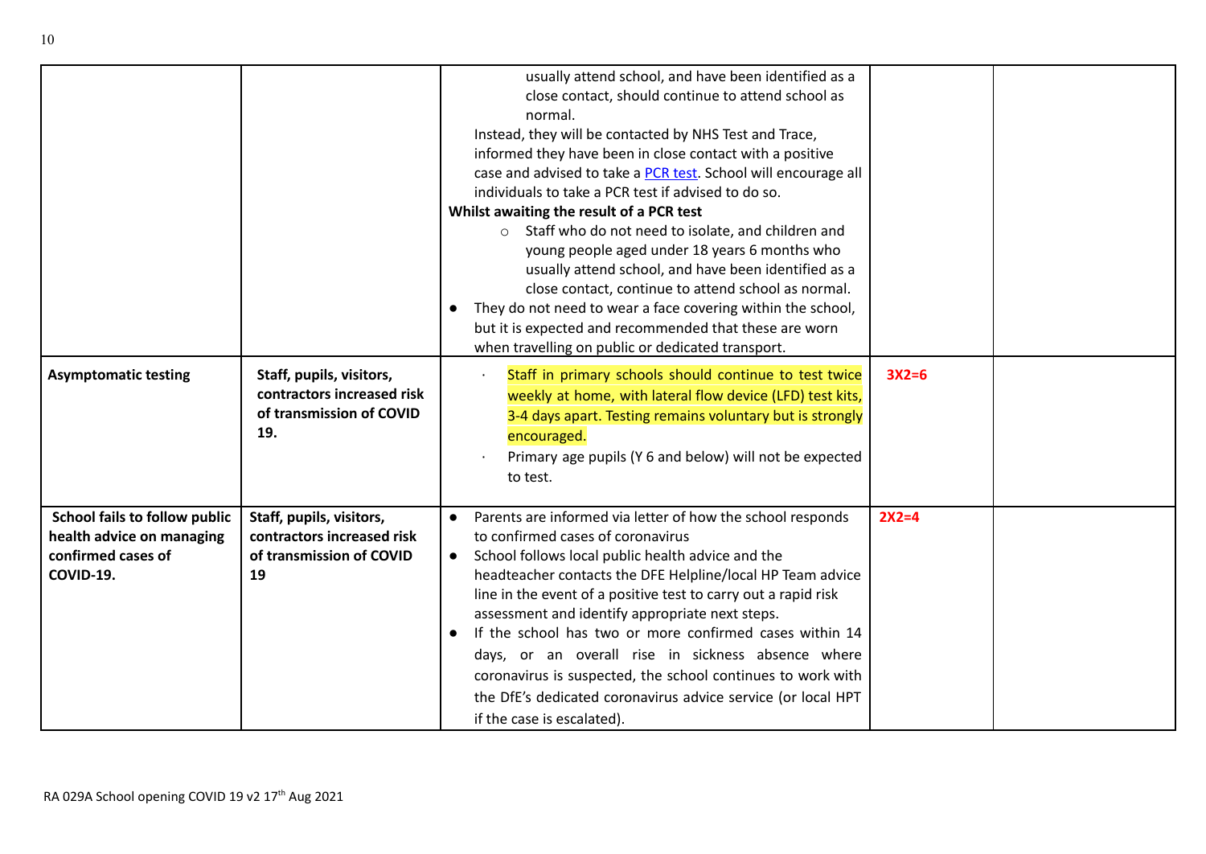| | | | | |
|---|---|---|---|---|
| | | usually attend school, and have been identified as a close contact, should continue to attend school as normal.<br>Instead, they will be contacted by NHS Test and Trace, informed they have been in close contact with a positive case and advised to take a [PCR test](). School will encourage all individuals to take a PCR test if advised to do so.<br>**Whilst awaiting the result of a PCR test**<br>○ Staff who do not need to isolate, and children and young people aged under 18 years 6 months who usually attend school, and have been identified as a close contact, continue to attend school as normal.<br>● They do not need to wear a face covering within the school, but it is expected and recommended that these are worn when travelling on public or dedicated transport. | | |
| **Asymptomatic testing** | **Staff, pupils, visitors, contractors increased risk of transmission of COVID 19.** | · Staff in primary schools should continue to test twice weekly at home, with lateral flow device (LFD) test kits, 3-4 days apart. Testing remains voluntary but is strongly encouraged.<br>· Primary age pupils (Y 6 and below) will not be expected to test. | **3X2=6** | |
| **School fails to follow public health advice on managing confirmed cases of COVID-19.** | **Staff, pupils, visitors, contractors increased risk of transmission of COVID 19** | ● Parents are informed via letter of how the school responds to confirmed cases of coronavirus<br>● School follows local public health advice and the headteacher contacts the DFE Helpline/local HP Team advice line in the event of a positive test to carry out a rapid risk assessment and identify appropriate next steps.<br>● If the school has two or more confirmed cases within 14 days, or an overall rise in sickness absence where coronavirus is suspected, the school continues to work with the DfE's dedicated coronavirus advice service (or local HPT if the case is escalated). | **2X2=4** | |

RA 029A School opening COVID 19 v2 17th Aug 2021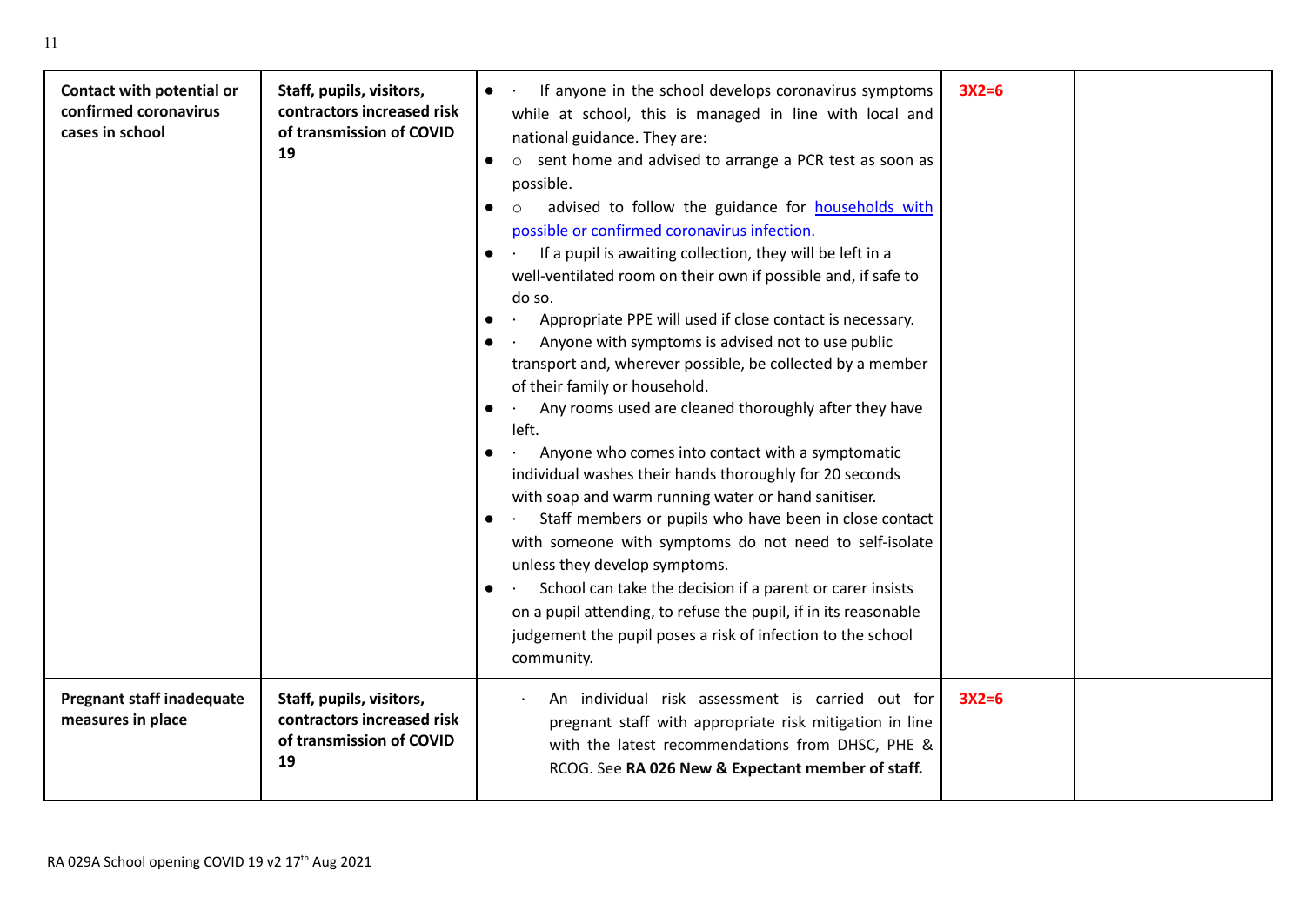| | | | | |
|---|---|---|---|---|
| **Contact with potential or confirmed coronavirus cases in school** | **Staff, pupils, visitors, contractors increased risk of transmission of COVID 19** | • · If anyone in the school develops coronavirus symptoms while at school, this is managed in line with local and national guidance. They are:<br>• o sent home and advised to arrange a PCR test as soon as possible.<br>• o advised to follow the guidance for [households with possible or confirmed coronavirus infection.]()<br>• · If a pupil is awaiting collection, they will be left in a well-ventilated room on their own if possible and, if safe to do so.<br>• · Appropriate PPE will used if close contact is necessary.<br>• · Anyone with symptoms is advised not to use public transport and, wherever possible, be collected by a member of their family or household.<br>• · Any rooms used are cleaned thoroughly after they have left.<br>• · Anyone who comes into contact with a symptomatic individual washes their hands thoroughly for 20 seconds with soap and warm running water or hand sanitiser.<br>• · Staff members or pupils who have been in close contact with someone with symptoms do not need to self-isolate unless they develop symptoms.<br>• · School can take the decision if a parent or carer insists on a pupil attending, to refuse the pupil, if in its reasonable judgement the pupil poses a risk of infection to the school community. | **3X2=6** | |
| **Pregnant staff inadequate measures in place** | **Staff, pupils, visitors, contractors increased risk of transmission of COVID 19** | · An individual risk assessment is carried out for pregnant staff with appropriate risk mitigation in line with the latest recommendations from DHSC, PHE & RCOG. See **RA 026 New & Expectant member of staff.** | **3X2=6** | |

RA 029A School opening COVID 19 v2 17th Aug 2021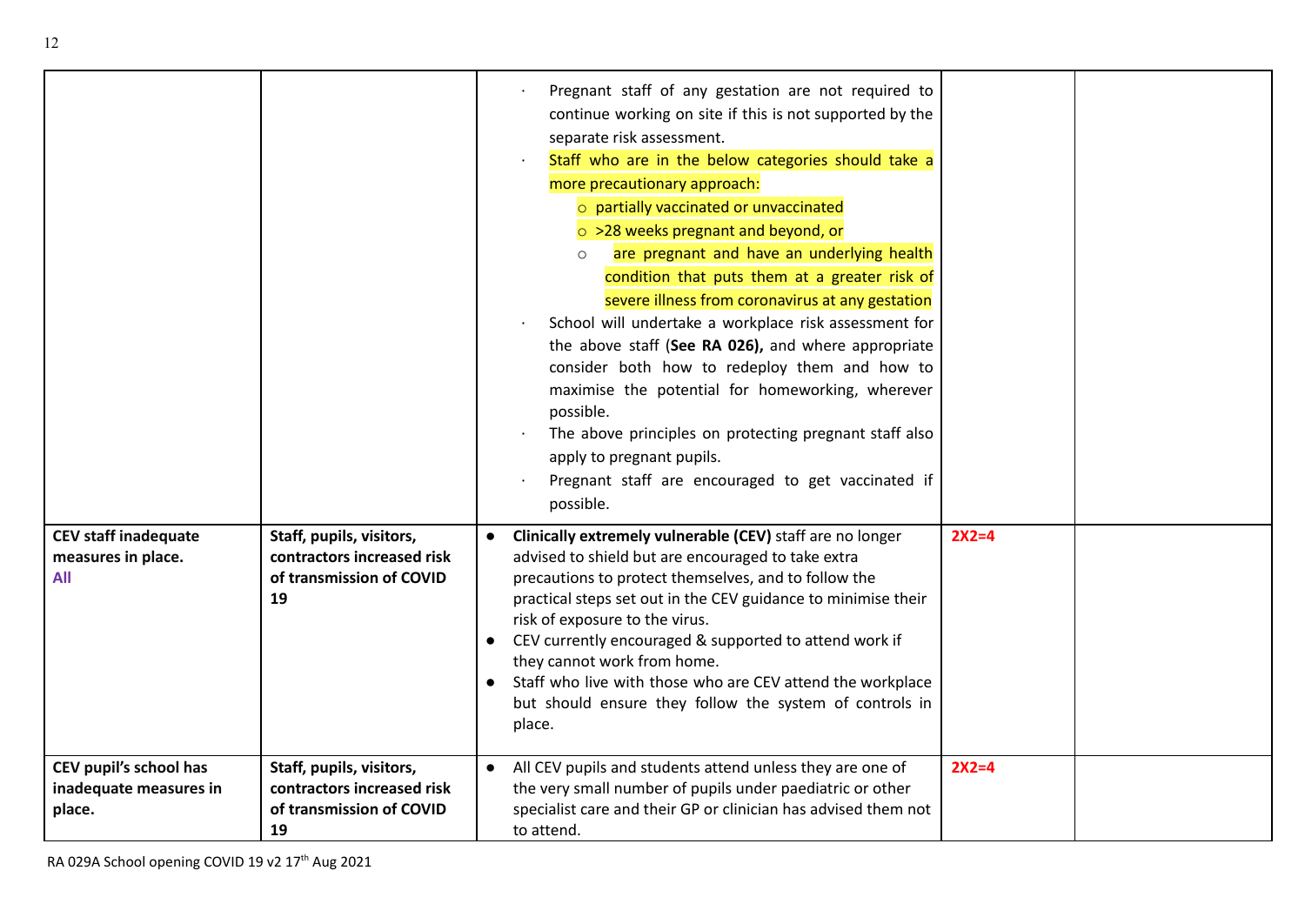| | | | | |
|---|---|---|---|---|
| | | · Pregnant staff of any gestation are not required to continue working on site if this is not supported by the separate risk assessment.<br>· Staff who are in the below categories should take a more precautionary approach:<br>o partially vaccinated or unvaccinated<br>o >28 weeks pregnant and beyond, or<br>o are pregnant and have an underlying health condition that puts them at a greater risk of severe illness from coronavirus at any gestation<br>· School will undertake a workplace risk assessment for the above staff (**See RA 026),** and where appropriate consider both how to redeploy them and how to maximise the potential for homeworking, wherever possible.<br>· The above principles on protecting pregnant staff also apply to pregnant pupils.<br>· Pregnant staff are encouraged to get vaccinated if possible. | | |
| **CEV staff inadequate measures in place.**<br>**All** | **Staff, pupils, visitors, contractors increased risk of transmission of COVID 19** | • **Clinically extremely vulnerable (CEV)** staff are no longer advised to shield but are encouraged to take extra precautions to protect themselves, and to follow the practical steps set out in the CEV guidance to minimise their risk of exposure to the virus.<br>• CEV currently encouraged & supported to attend work if they cannot work from home.<br>• Staff who live with those who are CEV attend the workplace but should ensure they follow the system of controls in place. | **2X2=4** | |
| **CEV pupil's school has inadequate measures in place.** | **Staff, pupils, visitors, contractors increased risk of transmission of COVID 19** | • All CEV pupils and students attend unless they are one of the very small number of pupils under paediatric or other specialist care and their GP or clinician has advised them not to attend. | **2X2=4** | |

RA 029A School opening COVID 19 v2 17th Aug 2021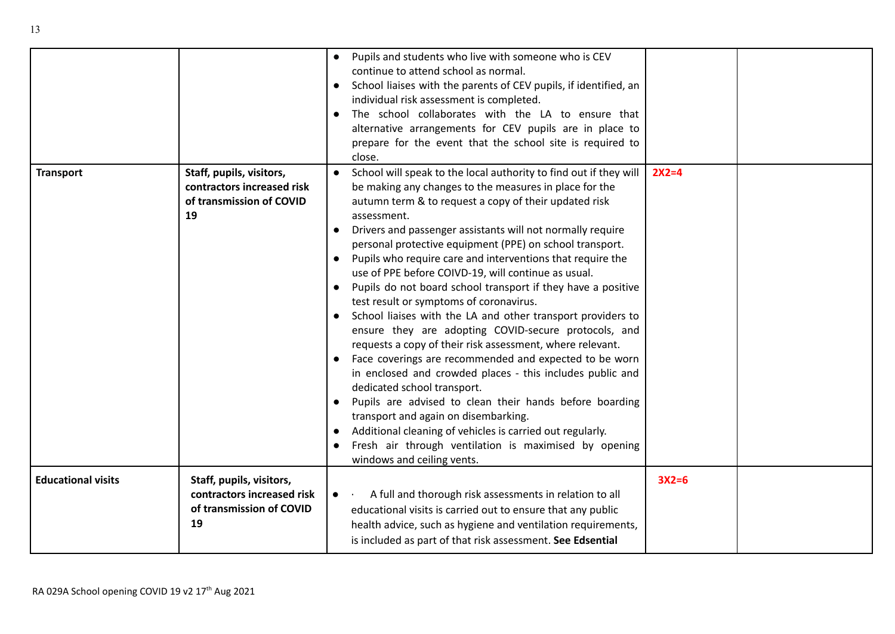| | | | | |
|---|---|---|---|---|
| | | • Pupils and students who live with someone who is CEV continue to attend school as normal.<br>• School liaises with the parents of CEV pupils, if identified, an individual risk assessment is completed.<br>• The school collaborates with the LA to ensure that alternative arrangements for CEV pupils are in place to prepare for the event that the school site is required to close. | | |
| **Transport** | **Staff, pupils, visitors, contractors increased risk of transmission of COVID 19** | • School will speak to the local authority to find out if they will be making any changes to the measures in place for the autumn term & to request a copy of their updated risk assessment.<br>• Drivers and passenger assistants will not normally require personal protective equipment (PPE) on school transport.<br>• Pupils who require care and interventions that require the use of PPE before COIVD-19, will continue as usual.<br>• Pupils do not board school transport if they have a positive test result or symptoms of coronavirus.<br>• School liaises with the LA and other transport providers to ensure they are adopting COVID-secure protocols, and requests a copy of their risk assessment, where relevant.<br>• Face coverings are recommended and expected to be worn in enclosed and crowded places - this includes public and dedicated school transport.<br>• Pupils are advised to clean their hands before boarding transport and again on disembarking.<br>• Additional cleaning of vehicles is carried out regularly.<br>• Fresh air through ventilation is maximised by opening windows and ceiling vents. | **2X2=4** | |
| **Educational visits** | **Staff, pupils, visitors, contractors increased risk of transmission of COVID 19** | • · A full and thorough risk assessments in relation to all educational visits is carried out to ensure that any public health advice, such as hygiene and ventilation requirements, is included as part of that risk assessment. **See Edsential** | **3X2=6** | |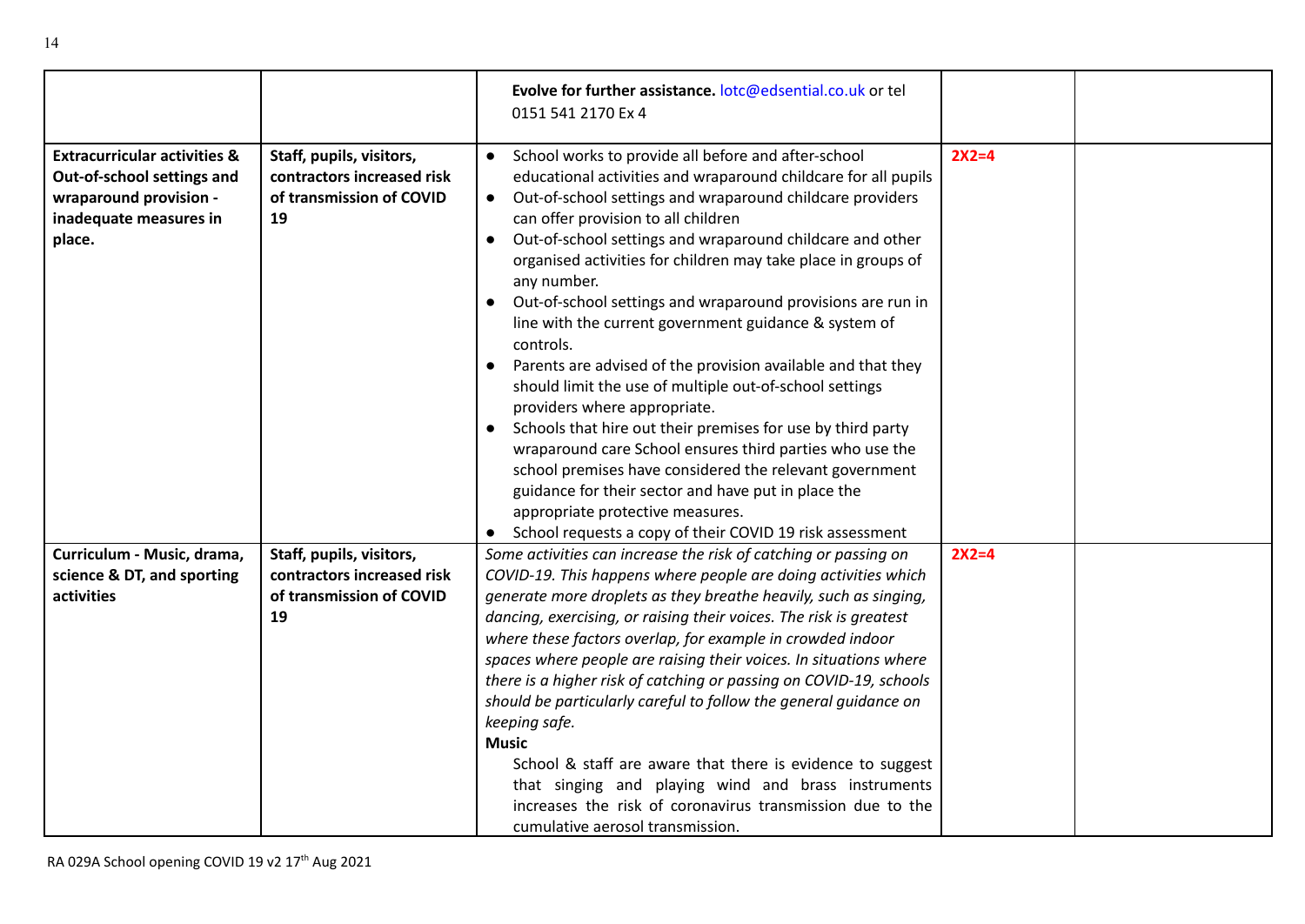| | | | | |
|---|---|---|---|---|
| | | **Evolve for further assistance.** lotc@edsential.co.uk or tel 0151 541 2170 Ex 4 | | |
| **Extracurricular activities & Out-of-school settings and wraparound provision - inadequate measures in place.** | **Staff, pupils, visitors, contractors increased risk of transmission of COVID 19** | • School works to provide all before and after-school educational activities and wraparound childcare for all pupils<br>• Out-of-school settings and wraparound childcare providers can offer provision to all children<br>• Out-of-school settings and wraparound childcare and other organised activities for children may take place in groups of any number.<br>• Out-of-school settings and wraparound provisions are run in line with the current government guidance & system of controls.<br>• Parents are advised of the provision available and that they should limit the use of multiple out-of-school settings providers where appropriate.<br>• Schools that hire out their premises for use by third party wraparound care School ensures third parties who use the school premises have considered the relevant government guidance for their sector and have put in place the appropriate protective measures.<br>• School requests a copy of their COVID 19 risk assessment | **2X2=4** | |
| **Curriculum - Music, drama, science & DT, and sporting activities** | **Staff, pupils, visitors, contractors increased risk of transmission of COVID 19** | *Some activities can increase the risk of catching or passing on COVID-19. This happens where people are doing activities which generate more droplets as they breathe heavily, such as singing, dancing, exercising, or raising their voices. The risk is greatest where these factors overlap, for example in crowded indoor spaces where people are raising their voices. In situations where there is a higher risk of catching or passing on COVID-19, schools should be particularly careful to follow the general guidance on keeping safe.*<br>**Music**<br>School & staff are aware that there is evidence to suggest that singing and playing wind and brass instruments increases the risk of coronavirus transmission due to the cumulative aerosol transmission. | **2X2=4** | |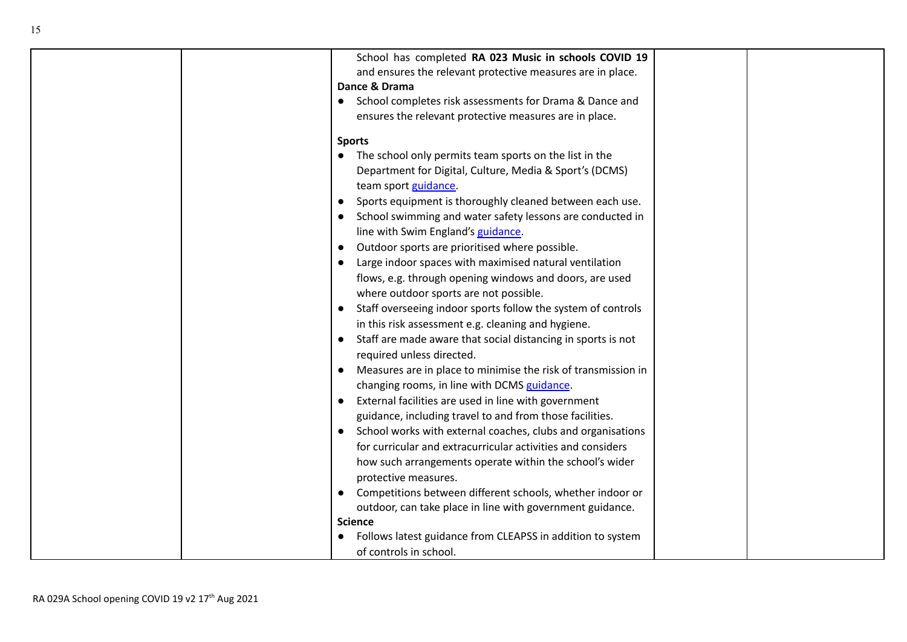| | | School has completed **RA 023 Music in schools COVID 19** and ensures the relevant protective measures are in place.<br>**Dance & Drama**<br>● School completes risk assessments for Drama & Dance and ensures the relevant protective measures are in place.<br><br>**Sports**<br>● The school only permits team sports on the list in the Department for Digital, Culture, Media & Sport's (DCMS) team sport guidance.<br>● Sports equipment is thoroughly cleaned between each use.<br>● School swimming and water safety lessons are conducted in line with Swim England's guidance.<br>● Outdoor sports are prioritised where possible.<br>● Large indoor spaces with maximised natural ventilation flows, e.g. through opening windows and doors, are used where outdoor sports are not possible.<br>● Staff overseeing indoor sports follow the system of controls in this risk assessment e.g. cleaning and hygiene.<br>● Staff are made aware that social distancing in sports is not required unless directed.<br>● Measures are in place to minimise the risk of transmission in changing rooms, in line with DCMS guidance.<br>● External facilities are used in line with government guidance, including travel to and from those facilities.<br>● School works with external coaches, clubs and organisations for curricular and extracurricular activities and considers how such arrangements operate within the school's wider protective measures.<br>● Competitions between different schools, whether indoor or outdoor, can take place in line with government guidance.<br>**Science**<br>● Follows latest guidance from CLEAPSS in addition to system of controls in school. | | |
|---|---|---|---|---|

RA 029A School opening COVID 19 v2 17th Aug 2021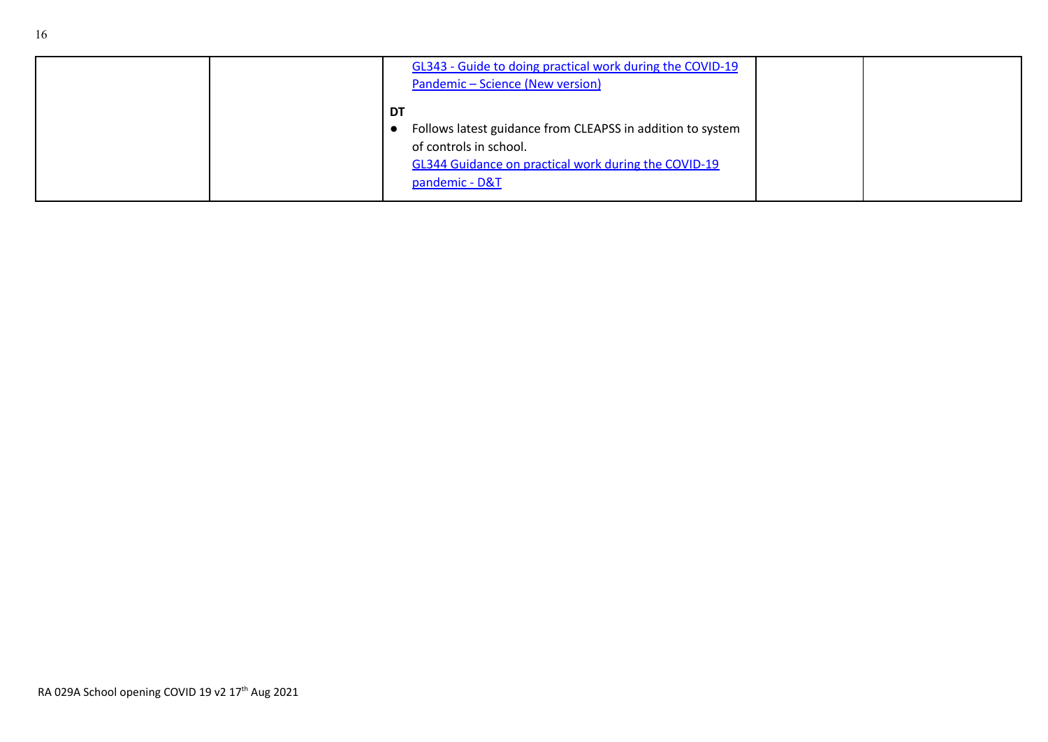| | | | | |
|---|---|---|---|---|
| | | GL343 - Guide to doing practical work during the COVID-19 Pandemic – Science (New version)<br><br>**DT**<br>● Follows latest guidance from CLEAPSS in addition to system of controls in school.<br>GL344 Guidance on practical work during the COVID-19 pandemic - D&T | | |

RA 029A School opening COVID 19 v2 17th Aug 2021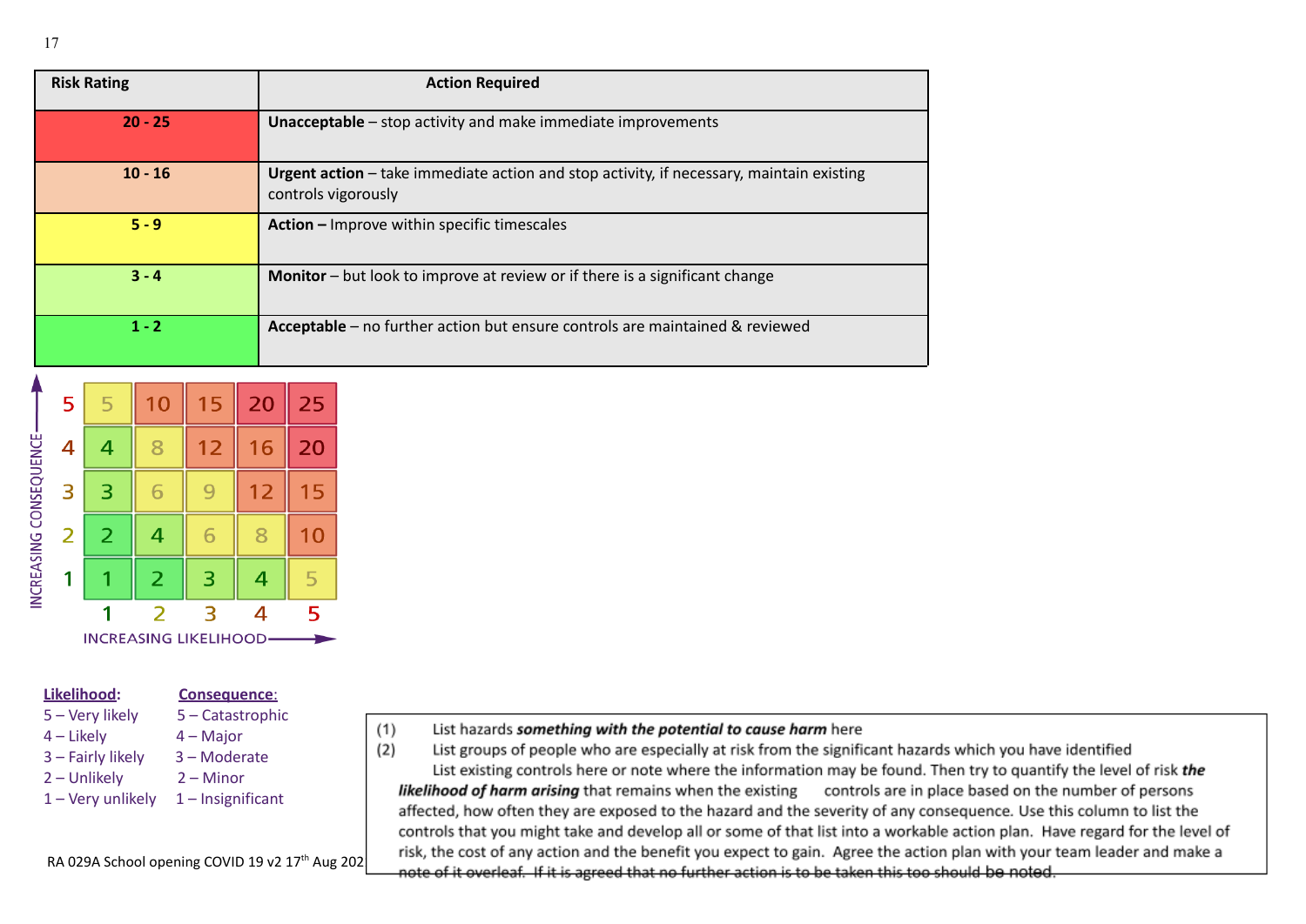| Risk Rating | Action Required |
| --- | --- |
| 20 - 25 | **Unacceptable** – stop activity and make immediate improvements |
| 10 - 16 | **Urgent action** – take immediate action and stop activity, if necessary, maintain existing controls vigorously |
| 5 - 9 | **Action –** Improve within specific timescales |
| 3 - 4 | **Monitor** – but look to improve at review or if there is a significant change |
| 1 - 2 | **Acceptable** – no further action but ensure controls are maintained & reviewed |

| INCREASING CONSEQUENCE ↑ / INCREASING LIKELIHOOD → | 1 | 2 | 3 | 4 | 5 |
| --- | --- | --- | --- | --- | --- |
| 5 | 5 | 10 | 15 | 20 | 25 |
| 4 | 4 | 8 | 12 | 16 | 20 |
| 3 | 3 | 6 | 9 | 12 | 15 |
| 2 | 2 | 4 | 6 | 8 | 10 |
| 1 | 1 | 2 | 3 | 4 | 5 |

<u>**Likelihood**</u>:
5 – Very likely
4 – Likely
3 – Fairly likely
2 – Unlikely
1 – Very unlikely

<u>**Consequence**</u>:
5 – Catastrophic
4 – Major
3 – Moderate
2 – Minor
1 – Insignificant

(1) List hazards ***something with the potential to cause harm*** here
(2) List groups of people who are especially at risk from the significant hazards which you have identified
List existing controls here or note where the information may be found. Then try to quantify the level of risk ***the likelihood of harm arising*** that remains when the existing controls are in place based on the number of persons affected, how often they are exposed to the hazard and the severity of any consequence. Use this column to list the controls that you might take and develop all or some of that list into a workable action plan. Have regard for the level of risk, the cost of any action and the benefit you expect to gain. Agree the action plan with your team leader and make a note of it overleaf. If it is agreed that no further action is to be taken this too should be noted.

RA 029A School opening COVID 19 v2 17th Aug 202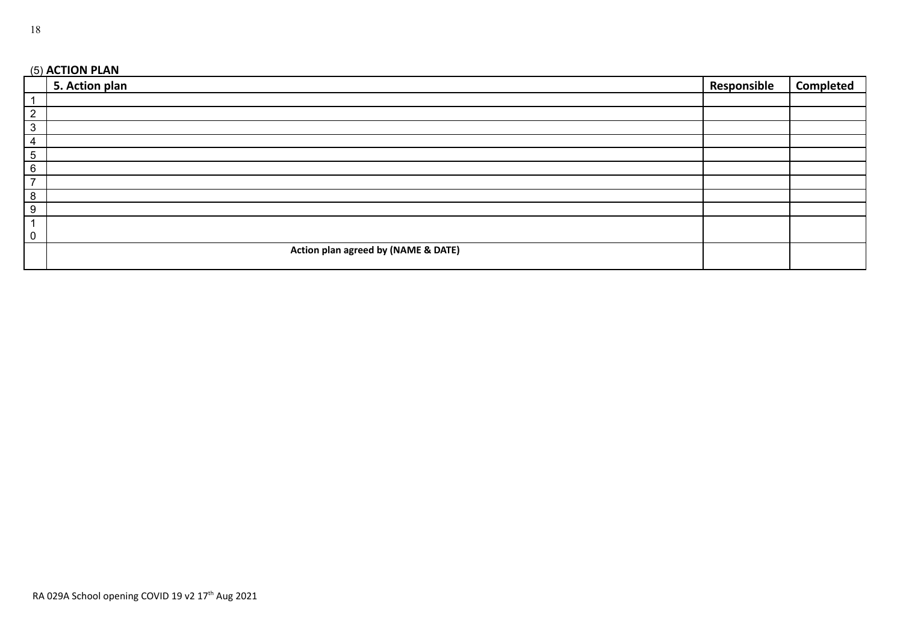(5) **ACTION PLAN**

| | **5. Action plan** | **Responsible** | **Completed** |
|---|---|---|---|
| 1 | | | |
| 2 | | | |
| 3 | | | |
| 4 | | | |
| 5 | | | |
| 6 | | | |
| 7 | | | |
| 8 | | | |
| 9 | | | |
| 10 | | | |
| | **Action plan agreed by (NAME & DATE)** | | |